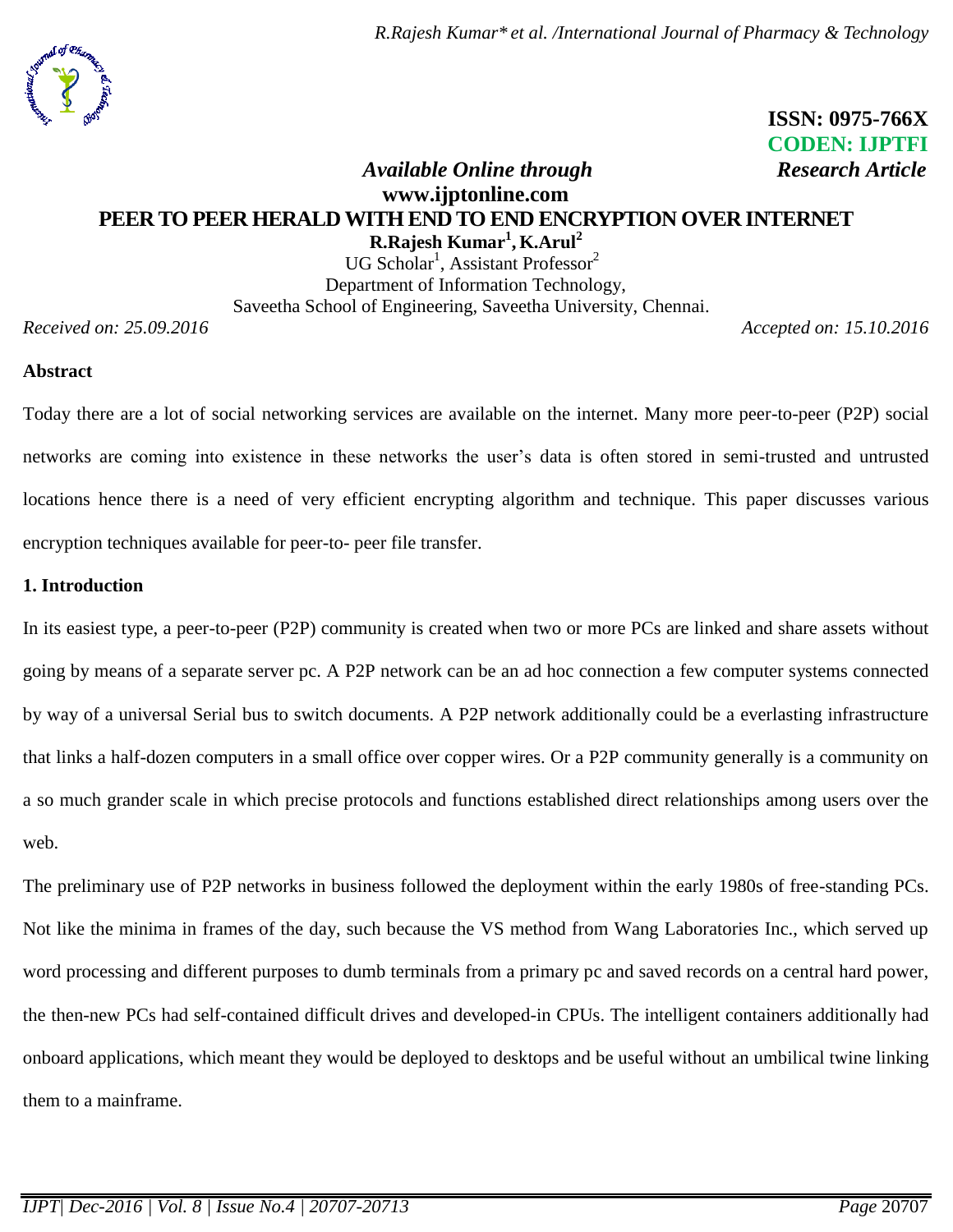**ISSN: 0975-766X**
**CODEN: IJPTFI**

*Available Online through* *Research Article*

**www.ijptonline.com**

# PEER TO PEER HERALD WITH END TO END ENCRYPTION OVER INTERNET

**R.Rajesh Kumar[1], K.Arul[2]**

UG Scholar[1], Assistant Professor[2]

Department of Information Technology,

Saveetha School of Engineering, Saveetha University, Chennai.

*Received on: 25.09.2016* *Accepted on: 15.10.2016*

## Abstract

Today there are a lot of social networking services are available on the internet. Many more peer-to-peer (P2P) social networks are coming into existence in these networks the user's data is often stored in semi-trusted and untrusted locations hence there is a need of very efficient encrypting algorithm and technique. This paper discusses various encryption techniques available for peer-to- peer file transfer.

## 1. Introduction

In its easiest type, a peer-to-peer (P2P) community is created when two or more PCs are linked and share assets without going by means of a separate server pc. A P2P network can be an ad hoc connection a few computer systems connected by way of a universal Serial bus to switch documents. A P2P network additionally could be a everlasting infrastructure that links a half-dozen computers in a small office over copper wires. Or a P2P community generally is a community on a so much grander scale in which precise protocols and functions established direct relationships among users over the web.

The preliminary use of P2P networks in business followed the deployment within the early 1980s of free-standing PCs. Not like the minima in frames of the day, such because the VS method from Wang Laboratories Inc., which served up word processing and different purposes to dumb terminals from a primary pc and saved records on a central hard power, the then-new PCs had self-contained difficult drives and developed-in CPUs. The intelligent containers additionally had onboard applications, which meant they would be deployed to desktops and be useful without an umbilical twine linking them to a mainframe.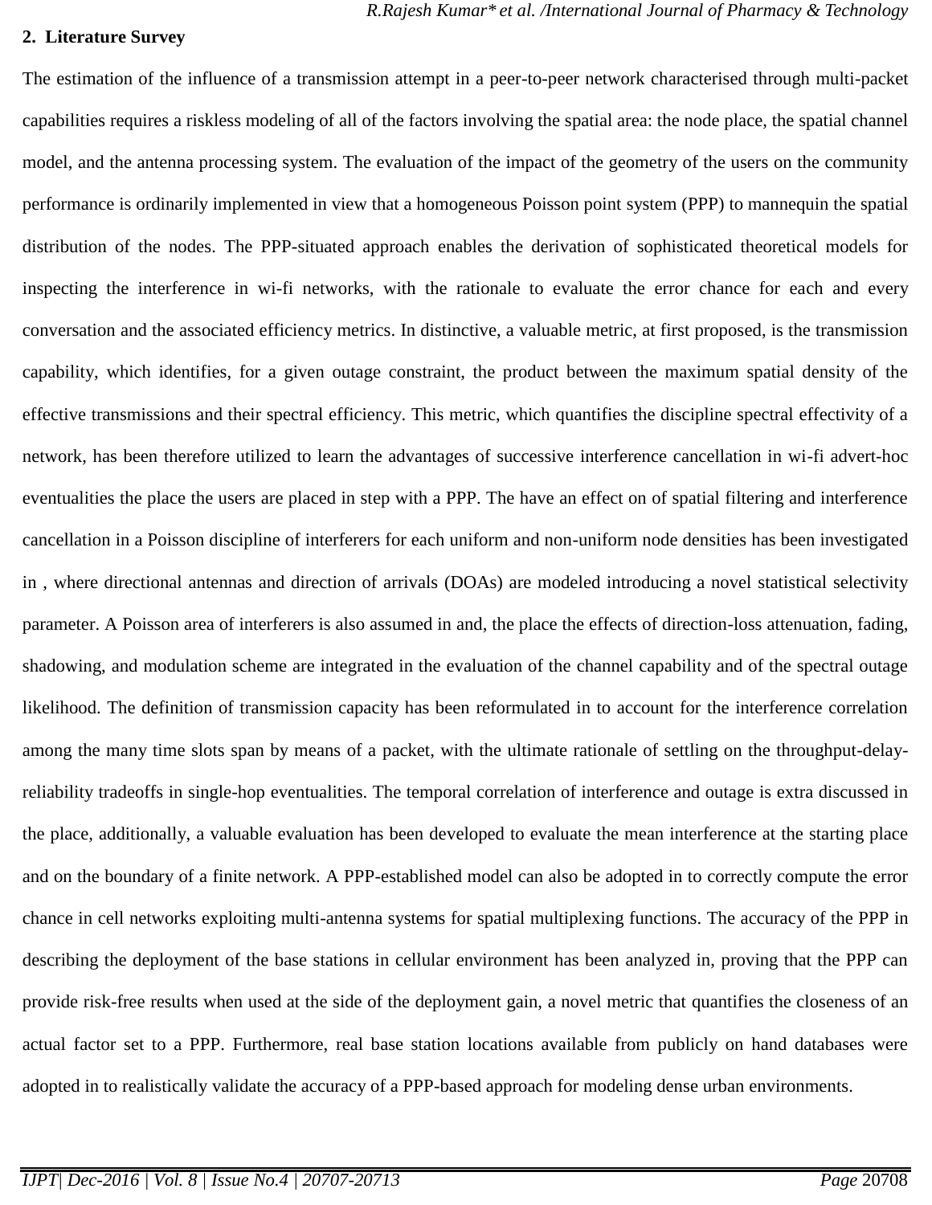## 2. Literature Survey

The estimation of the influence of a transmission attempt in a peer-to-peer network characterised through multi-packet capabilities requires a riskless modeling of all of the factors involving the spatial area: the node place, the spatial channel model, and the antenna processing system. The evaluation of the impact of the geometry of the users on the community performance is ordinarily implemented in view that a homogeneous Poisson point system (PPP) to mannequin the spatial distribution of the nodes. The PPP-situated approach enables the derivation of sophisticated theoretical models for inspecting the interference in wi-fi networks, with the rationale to evaluate the error chance for each and every conversation and the associated efficiency metrics. In distinctive, a valuable metric, at first proposed, is the transmission capability, which identifies, for a given outage constraint, the product between the maximum spatial density of the effective transmissions and their spectral efficiency. This metric, which quantifies the discipline spectral effectivity of a network, has been therefore utilized to learn the advantages of successive interference cancellation in wi-fi advert-hoc eventualities the place the users are placed in step with a PPP. The have an effect on of spatial filtering and interference cancellation in a Poisson discipline of interferers for each uniform and non-uniform node densities has been investigated in , where directional antennas and direction of arrivals (DOAs) are modeled introducing a novel statistical selectivity parameter. A Poisson area of interferers is also assumed in and, the place the effects of direction-loss attenuation, fading, shadowing, and modulation scheme are integrated in the evaluation of the channel capability and of the spectral outage likelihood. The definition of transmission capacity has been reformulated in to account for the interference correlation among the many time slots span by means of a packet, with the ultimate rationale of settling on the throughput-delay-reliability tradeoffs in single-hop eventualities. The temporal correlation of interference and outage is extra discussed in the place, additionally, a valuable evaluation has been developed to evaluate the mean interference at the starting place and on the boundary of a finite network. A PPP-established model can also be adopted in to correctly compute the error chance in cell networks exploiting multi-antenna systems for spatial multiplexing functions. The accuracy of the PPP in describing the deployment of the base stations in cellular environment has been analyzed in, proving that the PPP can provide risk-free results when used at the side of the deployment gain, a novel metric that quantifies the closeness of an actual factor set to a PPP. Furthermore, real base station locations available from publicly on hand databases were adopted in to realistically validate the accuracy of a PPP-based approach for modeling dense urban environments.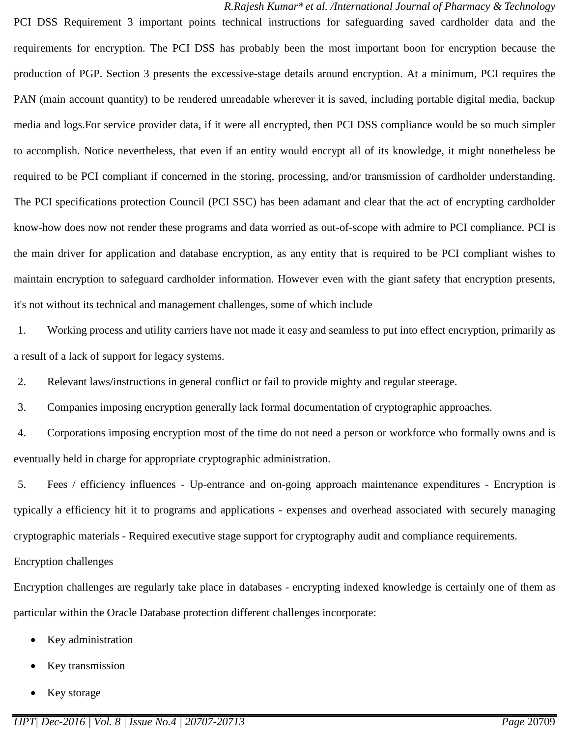PCI DSS Requirement 3 important points technical instructions for safeguarding saved cardholder data and the requirements for encryption. The PCI DSS has probably been the most important boon for encryption because the production of PGP. Section 3 presents the excessive-stage details around encryption. At a minimum, PCI requires the PAN (main account quantity) to be rendered unreadable wherever it is saved, including portable digital media, backup media and logs.For service provider data, if it were all encrypted, then PCI DSS compliance would be so much simpler to accomplish. Notice nevertheless, that even if an entity would encrypt all of its knowledge, it might nonetheless be required to be PCI compliant if concerned in the storing, processing, and/or transmission of cardholder understanding. The PCI specifications protection Council (PCI SSC) has been adamant and clear that the act of encrypting cardholder know-how does now not render these programs and data worried as out-of-scope with admire to PCI compliance. PCI is the main driver for application and database encryption, as any entity that is required to be PCI compliant wishes to maintain encryption to safeguard cardholder information. However even with the giant safety that encryption presents, it's not without its technical and management challenges, some of which include

1. Working process and utility carriers have not made it easy and seamless to put into effect encryption, primarily as a result of a lack of support for legacy systems.
2. Relevant laws/instructions in general conflict or fail to provide mighty and regular steerage.
3. Companies imposing encryption generally lack formal documentation of cryptographic approaches.
4. Corporations imposing encryption most of the time do not need a person or workforce who formally owns and is eventually held in charge for appropriate cryptographic administration.
5. Fees / efficiency influences - Up-entrance and on-going approach maintenance expenditures - Encryption is typically a efficiency hit it to programs and applications - expenses and overhead associated with securely managing cryptographic materials - Required executive stage support for cryptography audit and compliance requirements.

Encryption challenges

Encryption challenges are regularly take place in databases - encrypting indexed knowledge is certainly one of them as particular within the Oracle Database protection different challenges incorporate:

- Key administration
- Key transmission
- Key storage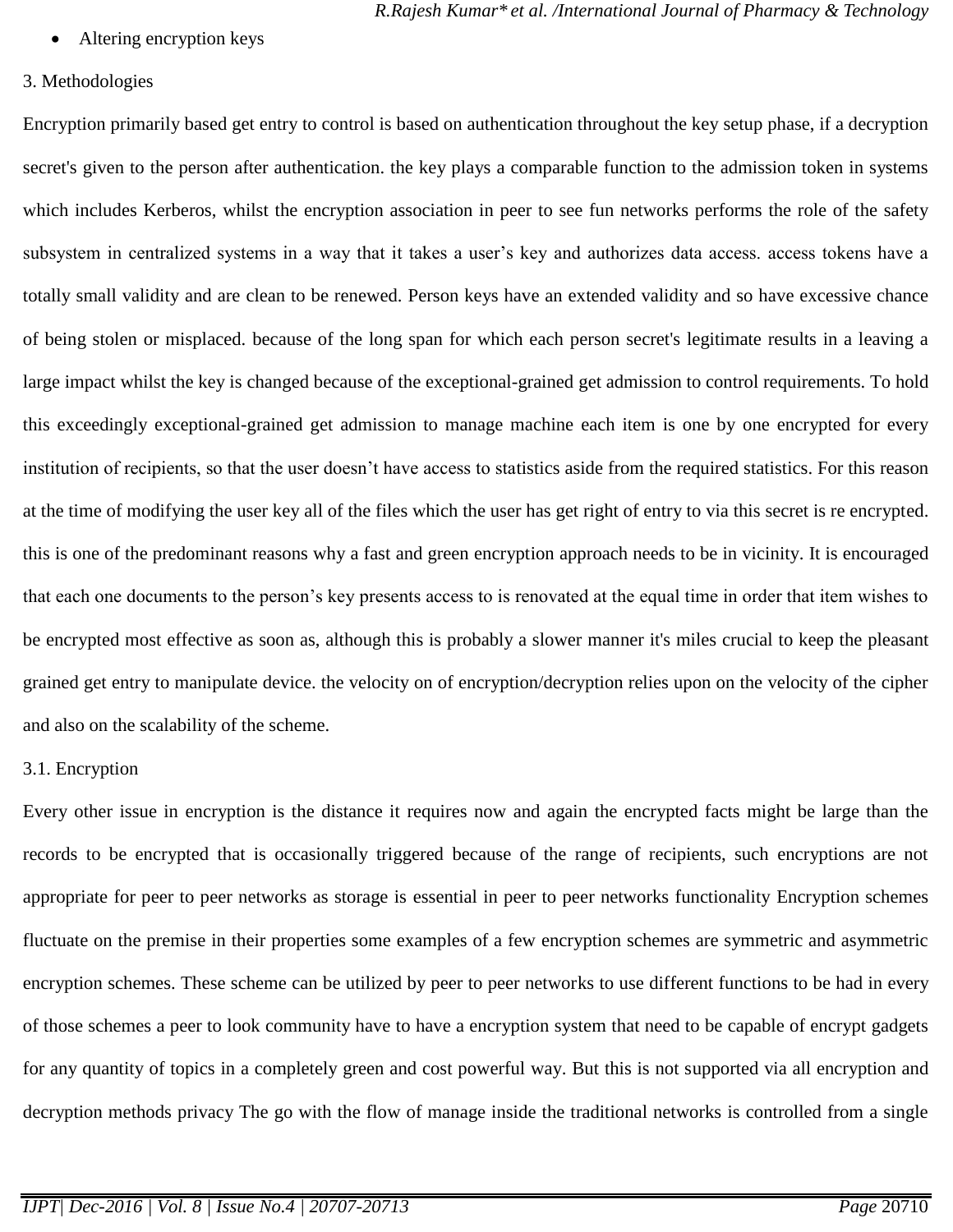- Altering encryption keys

## 3. Methodologies

Encryption primarily based get entry to control is based on authentication throughout the key setup phase, if a decryption secret's given to the person after authentication. the key plays a comparable function to the admission token in systems which includes Kerberos, whilst the encryption association in peer to see fun networks performs the role of the safety subsystem in centralized systems in a way that it takes a user's key and authorizes data access. access tokens have a totally small validity and are clean to be renewed. Person keys have an extended validity and so have excessive chance of being stolen or misplaced. because of the long span for which each person secret's legitimate results in a leaving a large impact whilst the key is changed because of the exceptional-grained get admission to control requirements. To hold this exceedingly exceptional-grained get admission to manage machine each item is one by one encrypted for every institution of recipients, so that the user doesn't have access to statistics aside from the required statistics. For this reason at the time of modifying the user key all of the files which the user has get right of entry to via this secret is re encrypted. this is one of the predominant reasons why a fast and green encryption approach needs to be in vicinity. It is encouraged that each one documents to the person's key presents access to is renovated at the equal time in order that item wishes to be encrypted most effective as soon as, although this is probably a slower manner it's miles crucial to keep the pleasant grained get entry to manipulate device. the velocity on of encryption/decryption relies upon on the velocity of the cipher and also on the scalability of the scheme.

### 3.1. Encryption

Every other issue in encryption is the distance it requires now and again the encrypted facts might be large than the records to be encrypted that is occasionally triggered because of the range of recipients, such encryptions are not appropriate for peer to peer networks as storage is essential in peer to peer networks functionality Encryption schemes fluctuate on the premise in their properties some examples of a few encryption schemes are symmetric and asymmetric encryption schemes. These scheme can be utilized by peer to peer networks to use different functions to be had in every of those schemes a peer to look community have to have a encryption system that need to be capable of encrypt gadgets for any quantity of topics in a completely green and cost powerful way. But this is not supported via all encryption and decryption methods privacy The go with the flow of manage inside the traditional networks is controlled from a single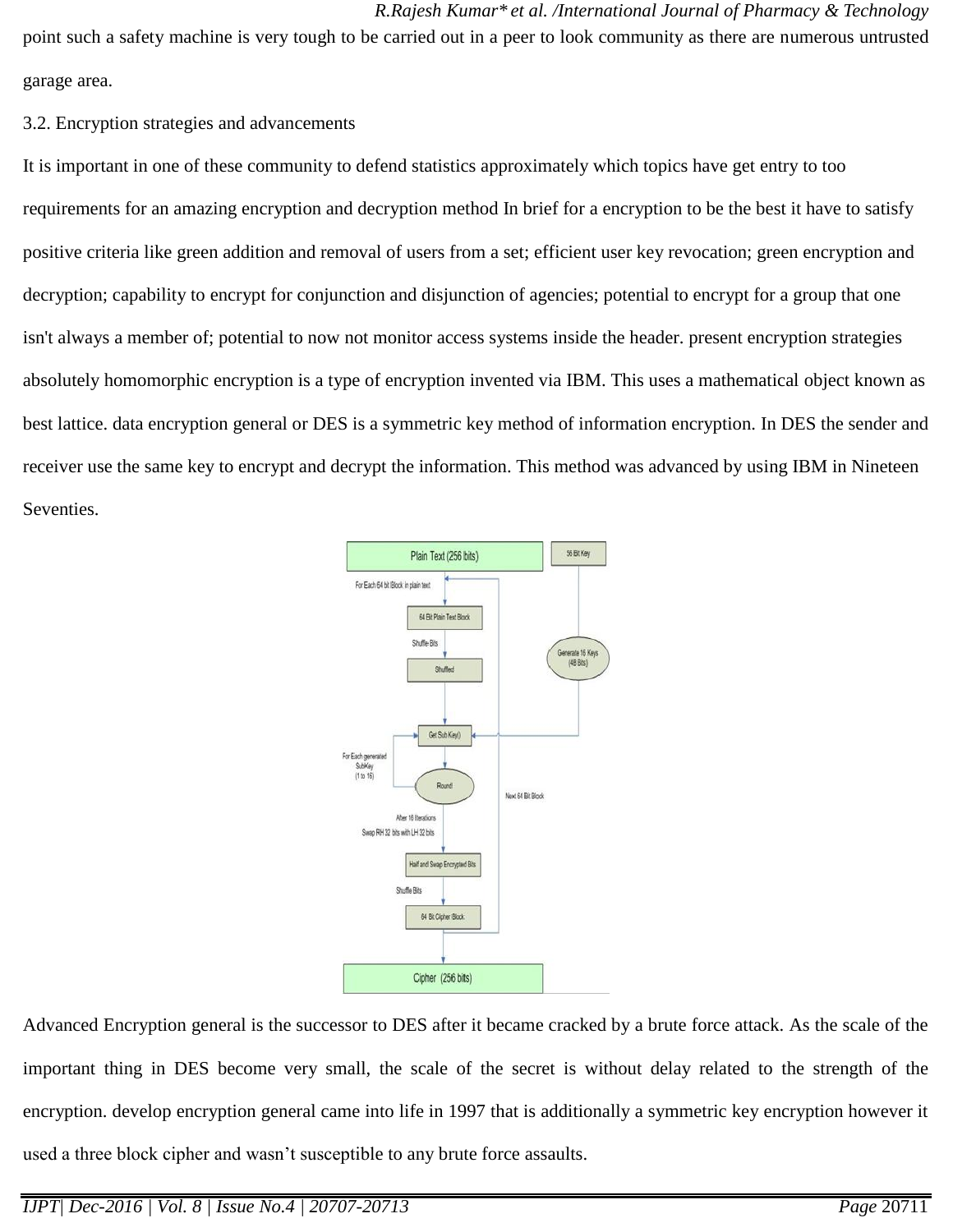point such a safety machine is very tough to be carried out in a peer to look community as there are numerous untrusted garage area.

3.2. Encryption strategies and advancements

It is important in one of these community to defend statistics approximately which topics have get entry to too requirements for an amazing encryption and decryption method In brief for a encryption to be the best it have to satisfy positive criteria like green addition and removal of users from a set; efficient user key revocation; green encryption and decryption; capability to encrypt for conjunction and disjunction of agencies; potential to encrypt for a group that one isn't always a member of; potential to now not monitor access systems inside the header. present encryption strategies absolutely homomorphic encryption is a type of encryption invented via IBM. This uses a mathematical object known as best lattice. data encryption general or DES is a symmetric key method of information encryption. In DES the sender and receiver use the same key to encrypt and decrypt the information. This method was advanced by using IBM in Nineteen Seventies.

Advanced Encryption general is the successor to DES after it became cracked by a brute force attack. As the scale of the important thing in DES become very small, the scale of the secret is without delay related to the strength of the encryption. develop encryption general came into life in 1997 that is additionally a symmetric key encryption however it used a three block cipher and wasn't susceptible to any brute force assaults.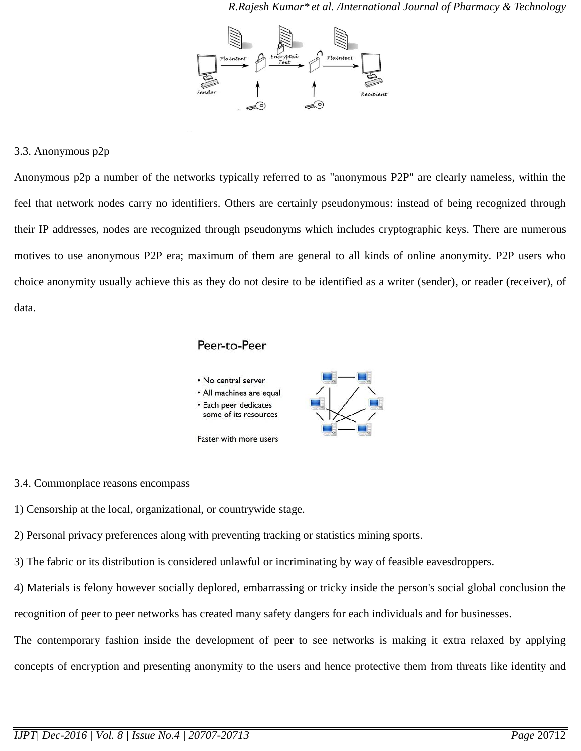### 3.3. Anonymous p2p

Anonymous p2p a number of the networks typically referred to as "anonymous P2P" are clearly nameless, within the feel that network nodes carry no identifiers. Others are certainly pseudonymous: instead of being recognized through their IP addresses, nodes are recognized through pseudonyms which includes cryptographic keys. There are numerous motives to use anonymous P2P era; maximum of them are general to all kinds of online anonymity. P2P users who choice anonymity usually achieve this as they do not desire to be identified as a writer (sender), or reader (receiver), of data.

### 3.4. Commonplace reasons encompass

1) Censorship at the local, organizational, or countrywide stage.

2) Personal privacy preferences along with preventing tracking or statistics mining sports.

3) The fabric or its distribution is considered unlawful or incriminating by way of feasible eavesdroppers.

4) Materials is felony however socially deplored, embarrassing or tricky inside the person's social global conclusion the recognition of peer to peer networks has created many safety dangers for each individuals and for businesses.

The contemporary fashion inside the development of peer to see networks is making it extra relaxed by applying concepts of encryption and presenting anonymity to the users and hence protective them from threats like identity and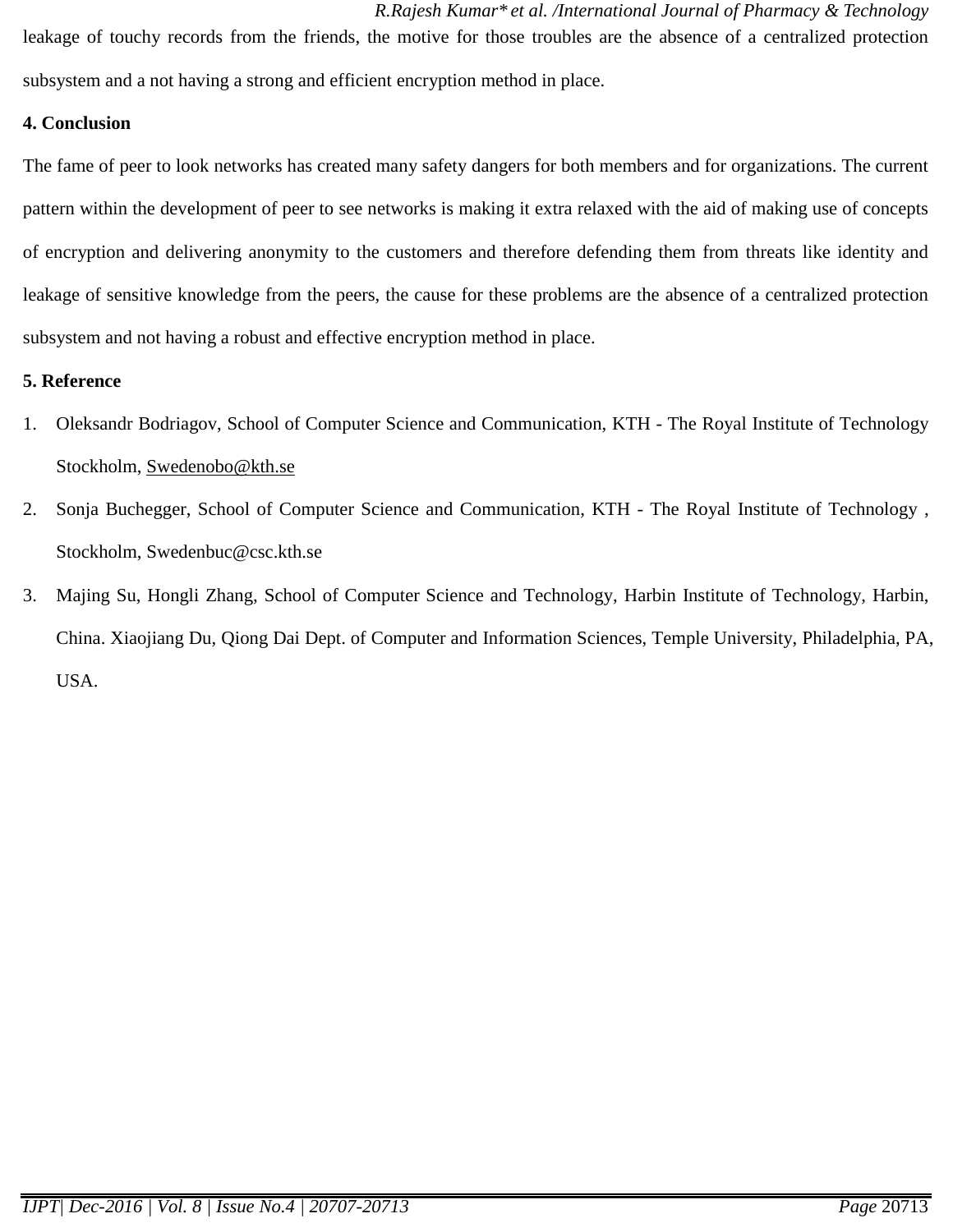leakage of touchy records from the friends, the motive for those troubles are the absence of a centralized protection subsystem and a not having a strong and efficient encryption method in place.

## 4. Conclusion

The fame of peer to look networks has created many safety dangers for both members and for organizations. The current pattern within the development of peer to see networks is making it extra relaxed with the aid of making use of concepts of encryption and delivering anonymity to the customers and therefore defending them from threats like identity and leakage of sensitive knowledge from the peers, the cause for these problems are the absence of a centralized protection subsystem and not having a robust and effective encryption method in place.

## 5. Reference

1. Oleksandr Bodriagov, School of Computer Science and Communication, KTH - The Royal Institute of Technology Stockholm, Swedenobo@kth.se
2. Sonja Buchegger, School of Computer Science and Communication, KTH - The Royal Institute of Technology , Stockholm, Swedenbuc@csc.kth.se
3. Majing Su, Hongli Zhang, School of Computer Science and Technology, Harbin Institute of Technology, Harbin, China. Xiaojiang Du, Qiong Dai Dept. of Computer and Information Sciences, Temple University, Philadelphia, PA, USA.